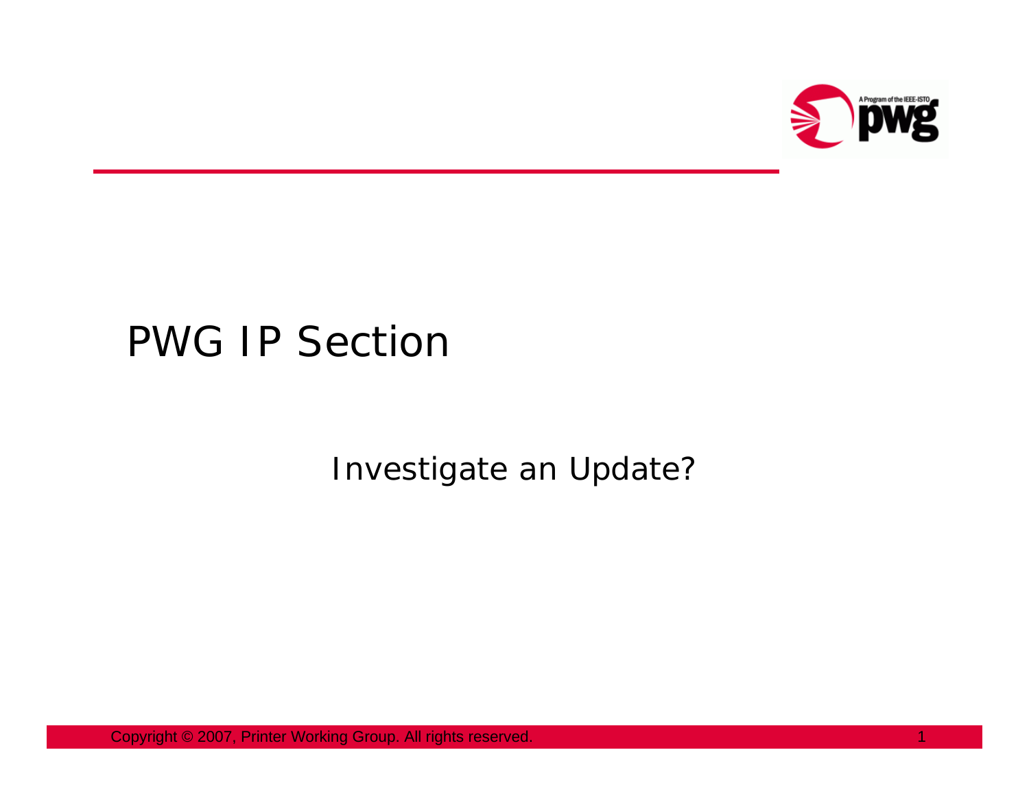# PWG IP Section

Investigate an Update?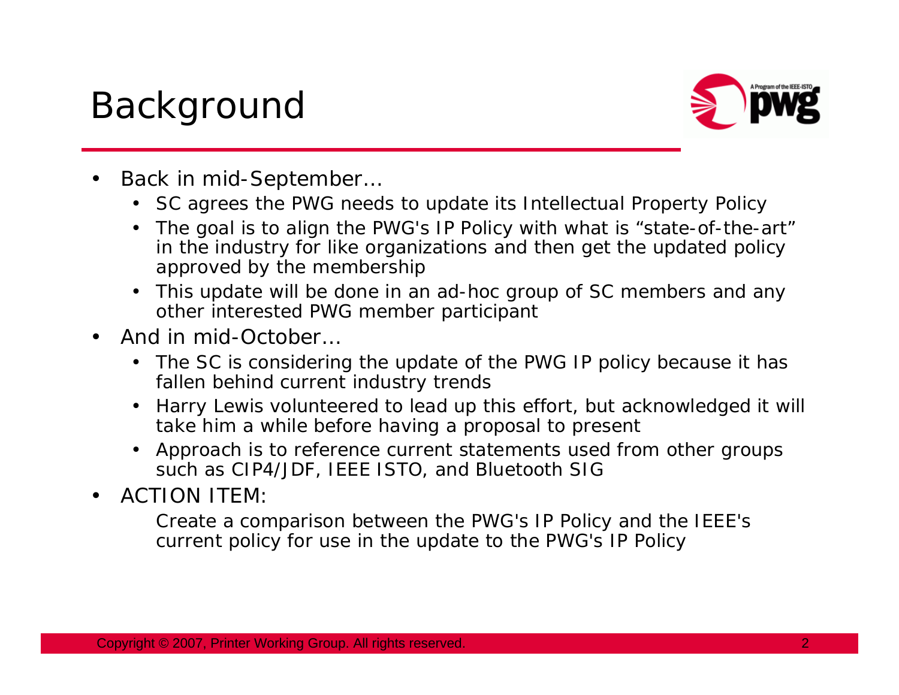# Background

- Back in mid-September…
  - SC agrees the PWG needs to update its Intellectual Property Policy
  - The goal is to align the PWG's IP Policy with what is "state-of-the-art" in the industry for like organizations and then get the updated policy approved by the membership
  - This update will be done in an ad-hoc group of SC members and any other interested PWG member participant
- And in mid-October…
  - The SC is considering the update of the PWG IP policy because it has fallen behind current industry trends
  - Harry Lewis volunteered to lead up this effort, but acknowledged it will take him a while before having a proposal to present
  - Approach is to reference current statements used from other groups such as CIP4/JDF, IEEE ISTO, and Bluetooth SIG
- ACTION ITEM:

  Create a comparison between the PWG's IP Policy and the IEEE's current policy for use in the update to the PWG's IP Policy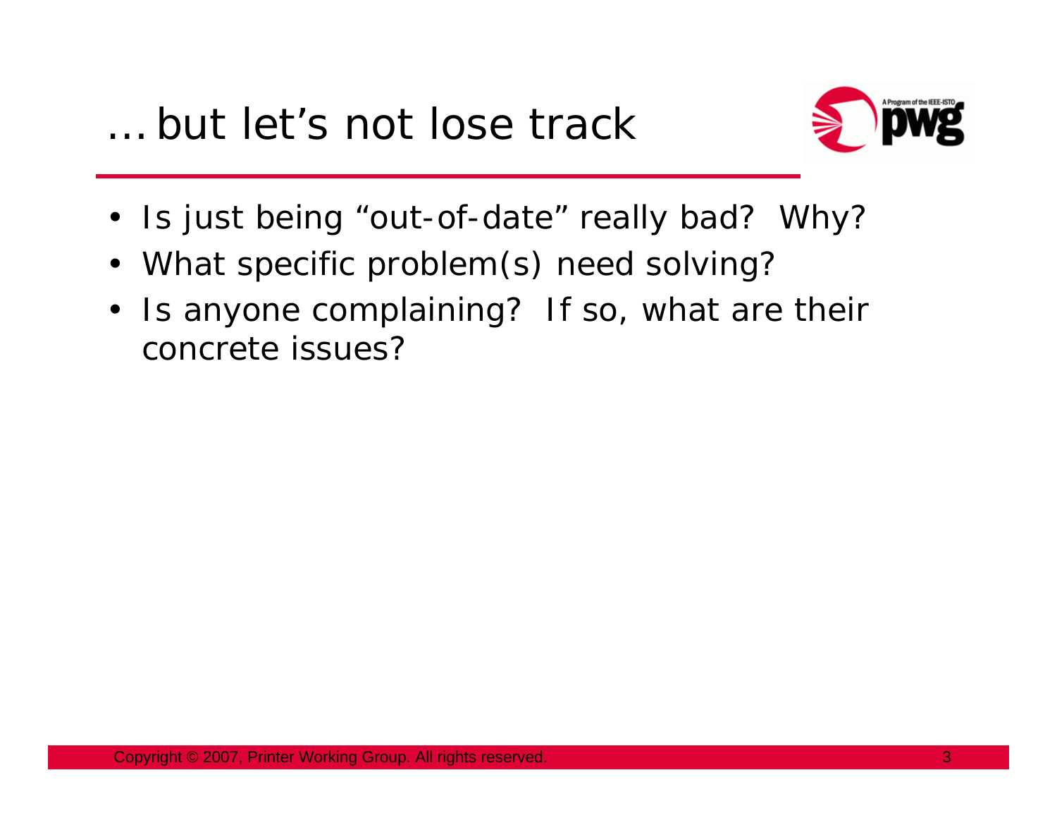# …but let's not lose track

- Is just being "out-of-date" really bad? Why?
- What specific problem(s) need solving?
- Is anyone complaining? If so, what are their concrete issues?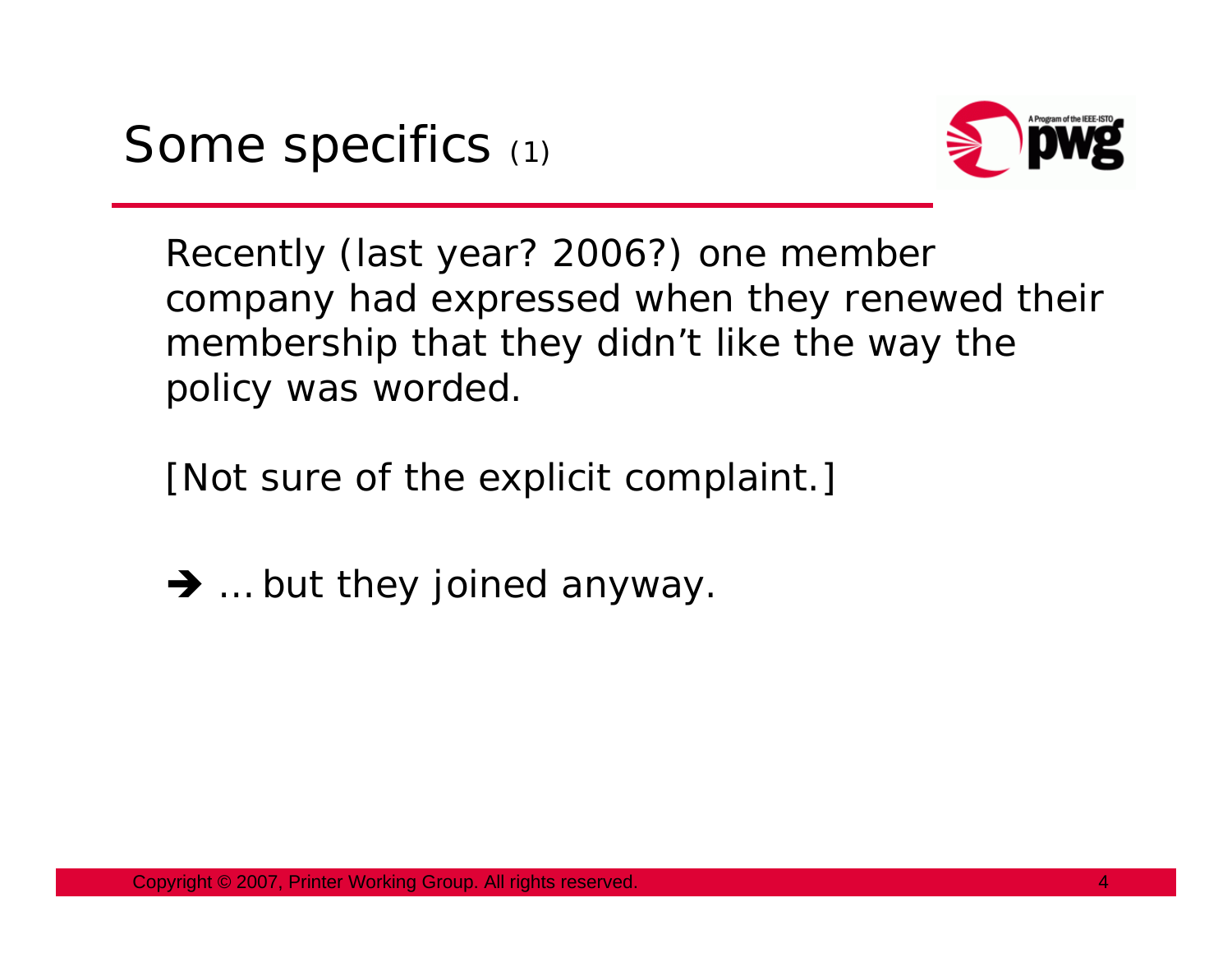# Some specifics (1)

Recently (last year? 2006?) one member company had expressed when they renewed their membership that they didn't like the way the policy was worded.

[Not sure of the explicit complaint.]

→ … but they joined anyway.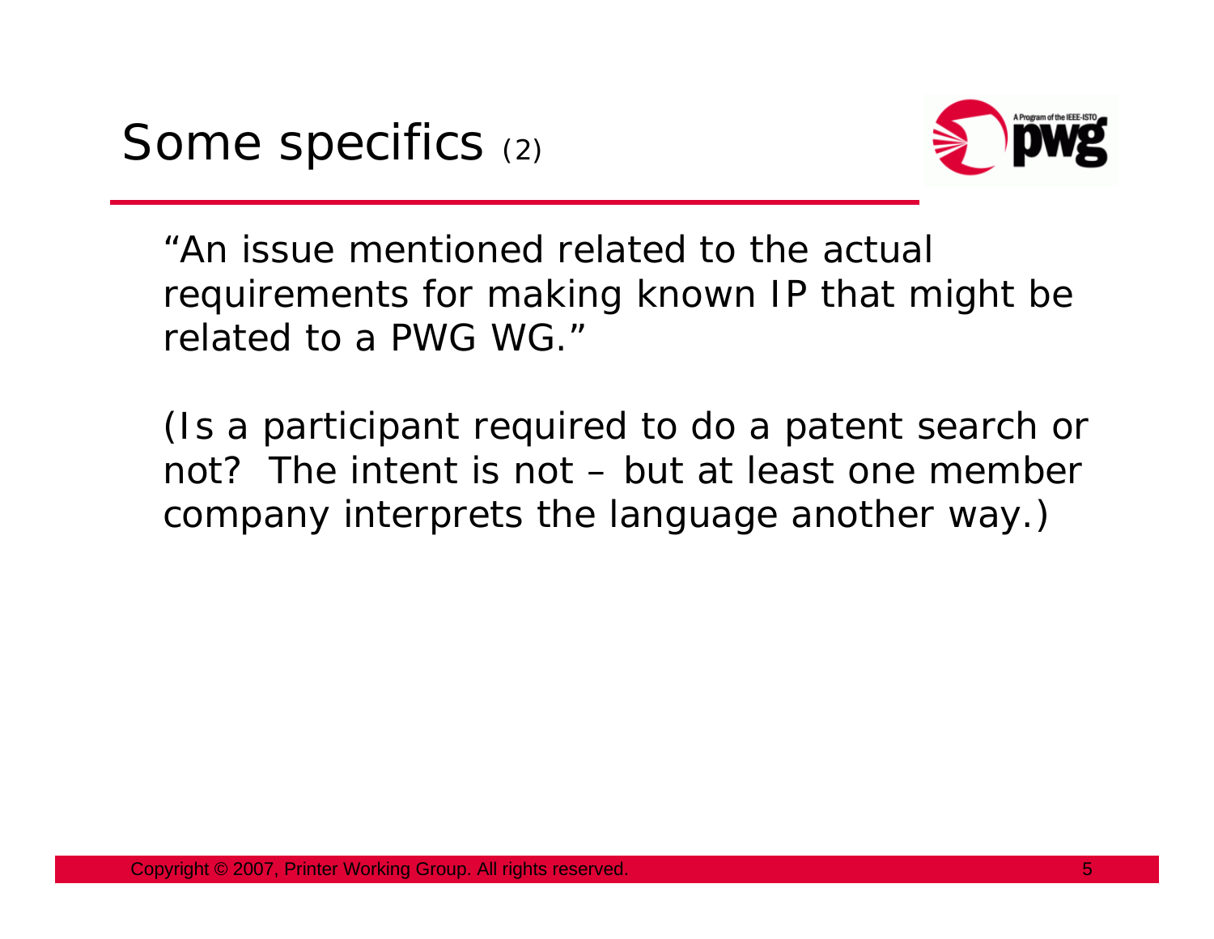# Some specifics *(2)*

*"An issue mentioned related to the actual requirements for making known IP that might be related to a PWG WG."*

*(Is a participant required to do a patent search or not?  The intent is not – but at least one member company interprets the language another way.)*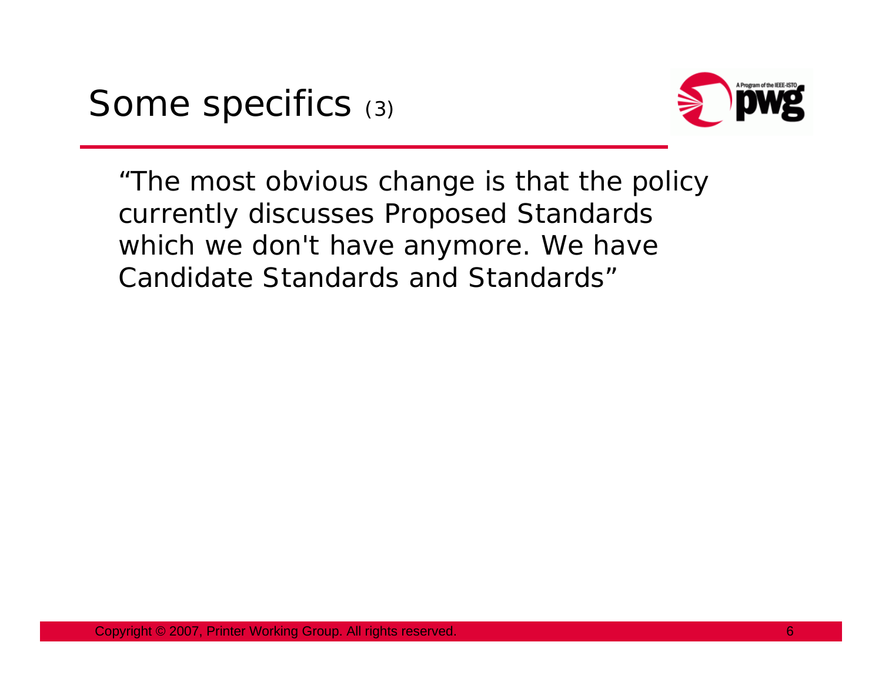# Some specifics (3)

"The most obvious change is that the policy currently discusses Proposed Standards which we don't have anymore. We have Candidate Standards and Standards"

Copyright © 2007, Printer Working Group. All rights reserved.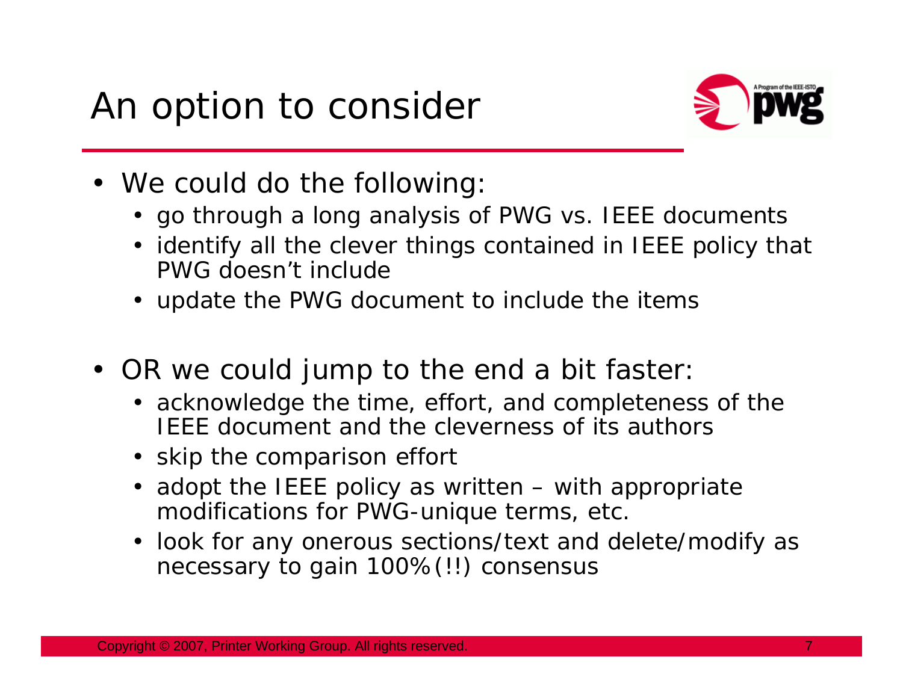# An option to consider

- We could do the following:
  - go through a long analysis of PWG vs. IEEE documents
  - identify all the clever things contained in IEEE policy that PWG doesn't include
  - update the PWG document to include the items
- OR we could jump to the end a bit faster:
  - acknowledge the time, effort, and completeness of the IEEE document and the cleverness of its authors
  - skip the comparison effort
  - adopt the IEEE policy as written – with appropriate modifications for PWG-unique terms, etc.
  - look for any onerous sections/text and delete/modify as necessary to gain 100%(!!) consensus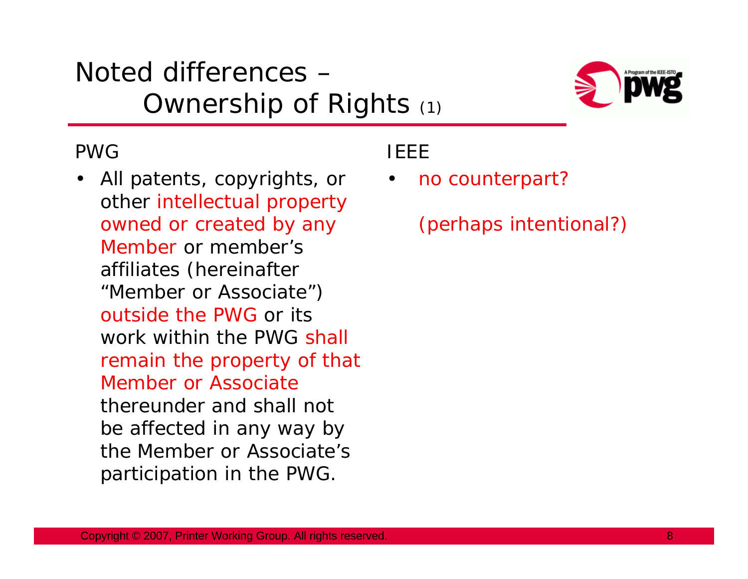# Noted differences – Ownership of Rights (1)

**PWG**

- All patents, copyrights, or other intellectual property owned or created by any Member or member's affiliates (hereinafter "Member or Associate") outside the PWG or its work within the PWG shall remain the property of that Member or Associate thereunder and shall not be affected in any way by the Member or Associate's participation in the PWG.

**IEEE**

- no counterpart?

  (perhaps intentional?)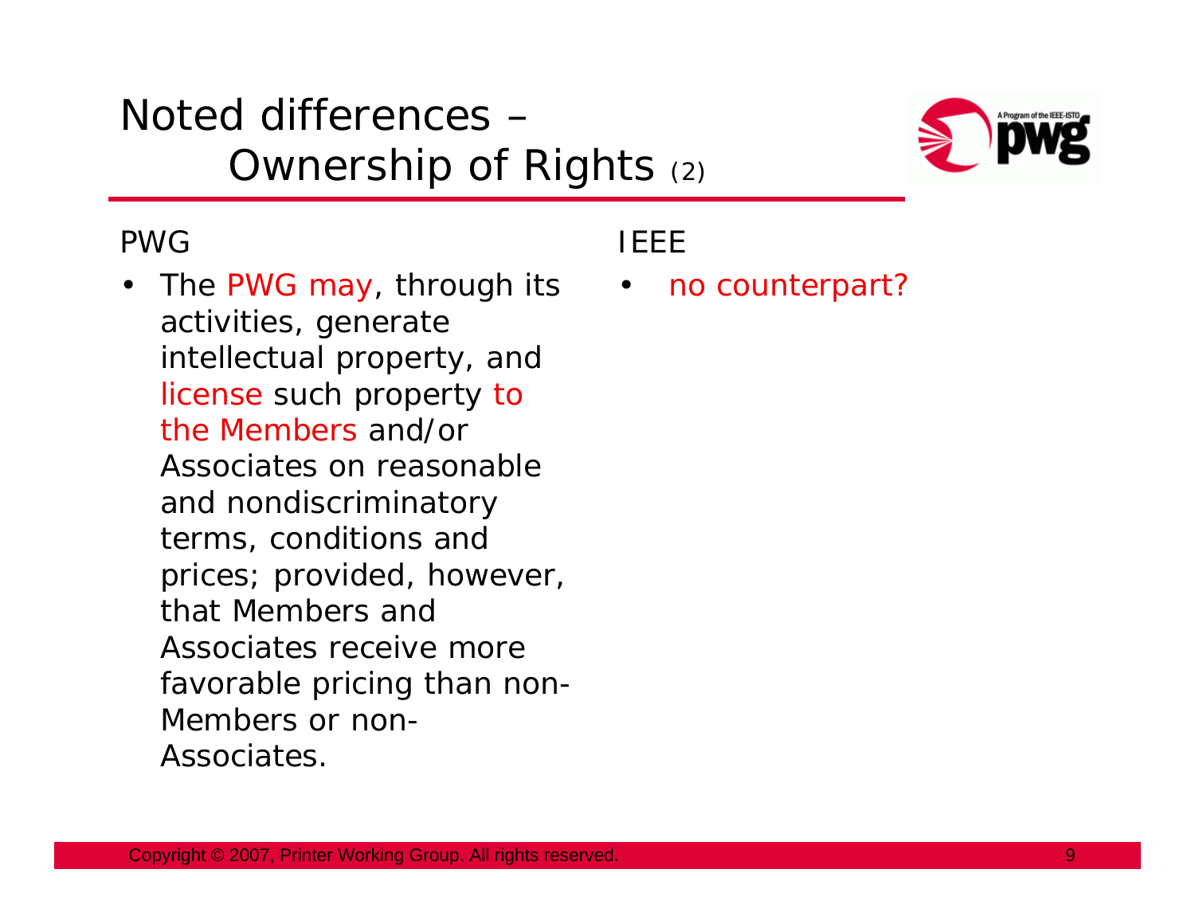# Noted differences – Ownership of Rights (2)

| PWG | IEEE |
| --- | --- |
| The PWG may, through its activities, generate intellectual property, and license such property to the Members and/or Associates on reasonable and nondiscriminatory terms, conditions and prices; provided, however, that Members and Associates receive more favorable pricing than non-Members or non-Associates. | no counterpart? |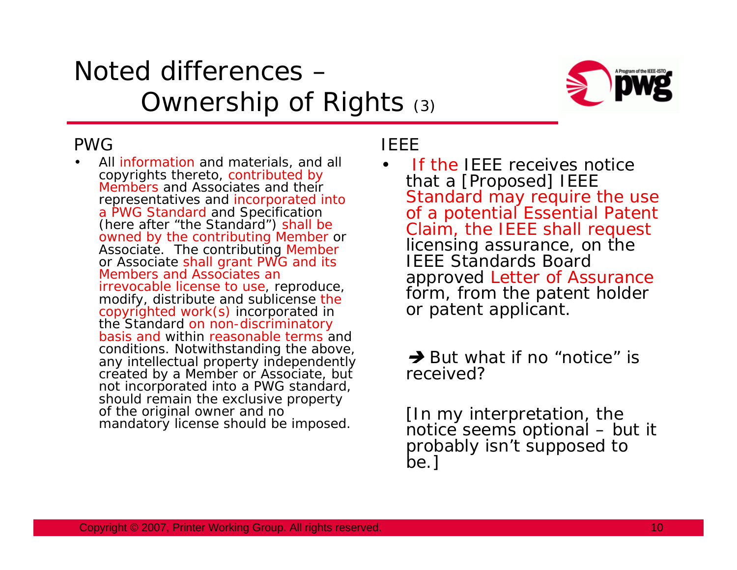# Noted differences – Ownership of Rights (3)

## PWG

- All information and materials, and all copyrights thereto, contributed by Members and Associates and their representatives and incorporated into a PWG Standard and Specification (here after "the Standard") shall be owned by the contributing Member or Associate. The contributing Member or Associate shall grant PWG and its Members and Associates an irrevocable license to use, reproduce, modify, distribute and sublicense the copyrighted work(s) incorporated in the Standard on non-discriminatory basis and within reasonable terms and conditions. Notwithstanding the above, any intellectual property independently created by a Member or Associate, but not incorporated into a PWG standard, should remain the exclusive property of the original owner and no mandatory license should be imposed.

## IEEE

- If the IEEE receives notice that a [Proposed] IEEE Standard may require the use of a potential Essential Patent Claim, the IEEE shall request licensing assurance, on the IEEE Standards Board approved Letter of Assurance form, from the patent holder or patent applicant.

➔ But what if no "notice" is received?

[In my interpretation, the notice seems optional – but it probably isn't supposed to be.]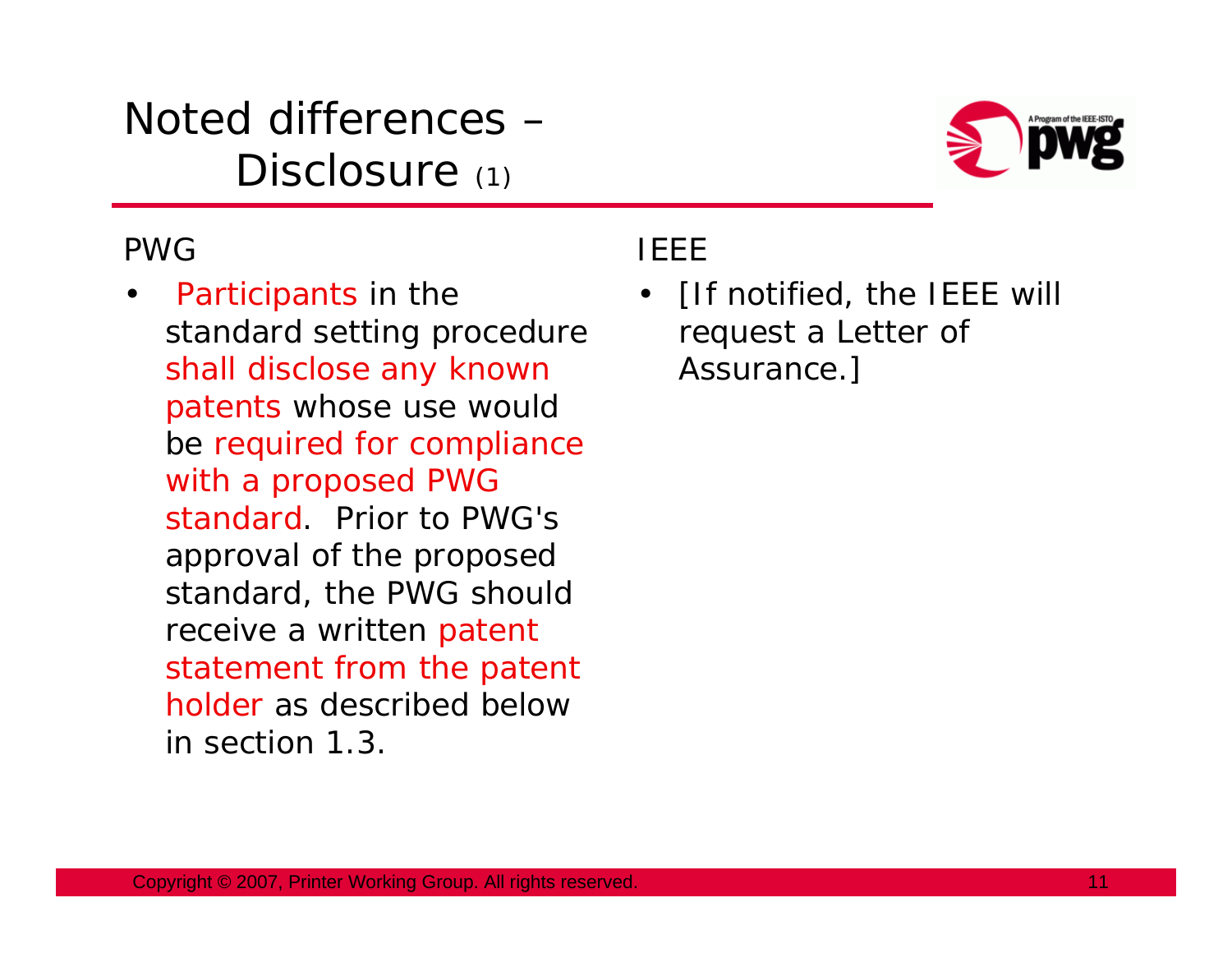# Noted differences – Disclosure (1)

## PWG

- Participants in the standard setting procedure shall disclose any known patents whose use would be required for compliance with a proposed PWG standard. Prior to PWG's approval of the proposed standard, the PWG should receive a written patent statement from the patent holder as described below in section 1.3.

## IEEE

- [If notified, the IEEE will request a Letter of Assurance.]

Copyright © 2007, Printer Working Group. All rights reserved.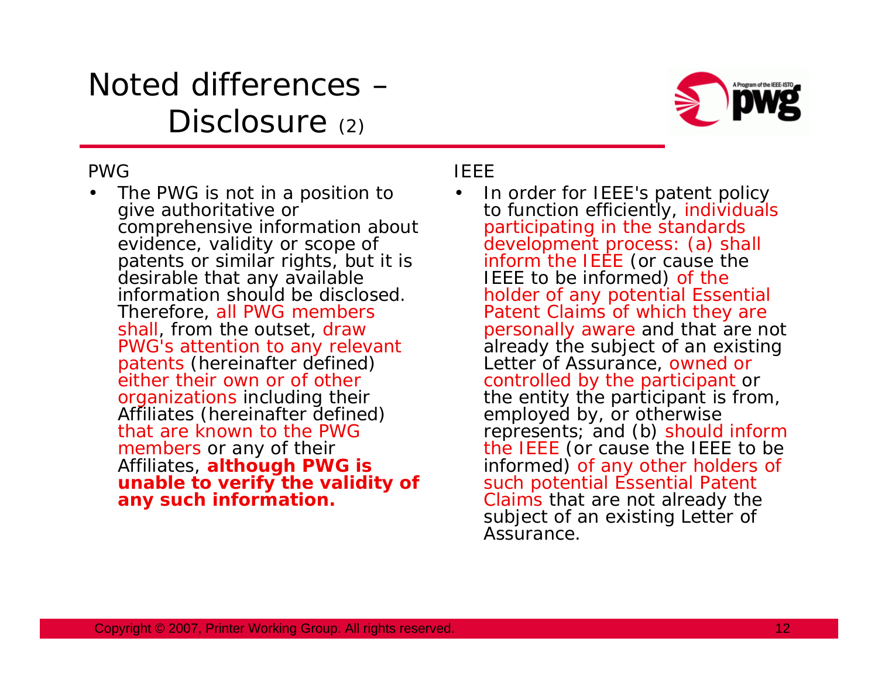# Noted differences – Disclosure (2)

## PWG

- The PWG is not in a position to give authoritative or comprehensive information about evidence, validity or scope of patents or similar rights, but it is desirable that any available information should be disclosed. Therefore, all PWG members shall, from the outset, draw PWG's attention to any relevant patents (hereinafter defined) either their own or of other organizations including their Affiliates (hereinafter defined) that are known to the PWG members or any of their Affiliates, **although PWG is unable to verify the validity of any such information.**

## IEEE

- In order for IEEE's patent policy to function efficiently, individuals participating in the standards development process: (a) shall inform the IEEE (or cause the IEEE to be informed) of the holder of any potential Essential Patent Claims of which they are personally aware and that are not already the subject of an existing Letter of Assurance, owned or controlled by the participant or the entity the participant is from, employed by, or otherwise represents; and (b) should inform the IEEE (or cause the IEEE to be informed) of any other holders of such potential Essential Patent Claims that are not already the subject of an existing Letter of Assurance.

Copyright © 2007, Printer Working Group. All rights reserved.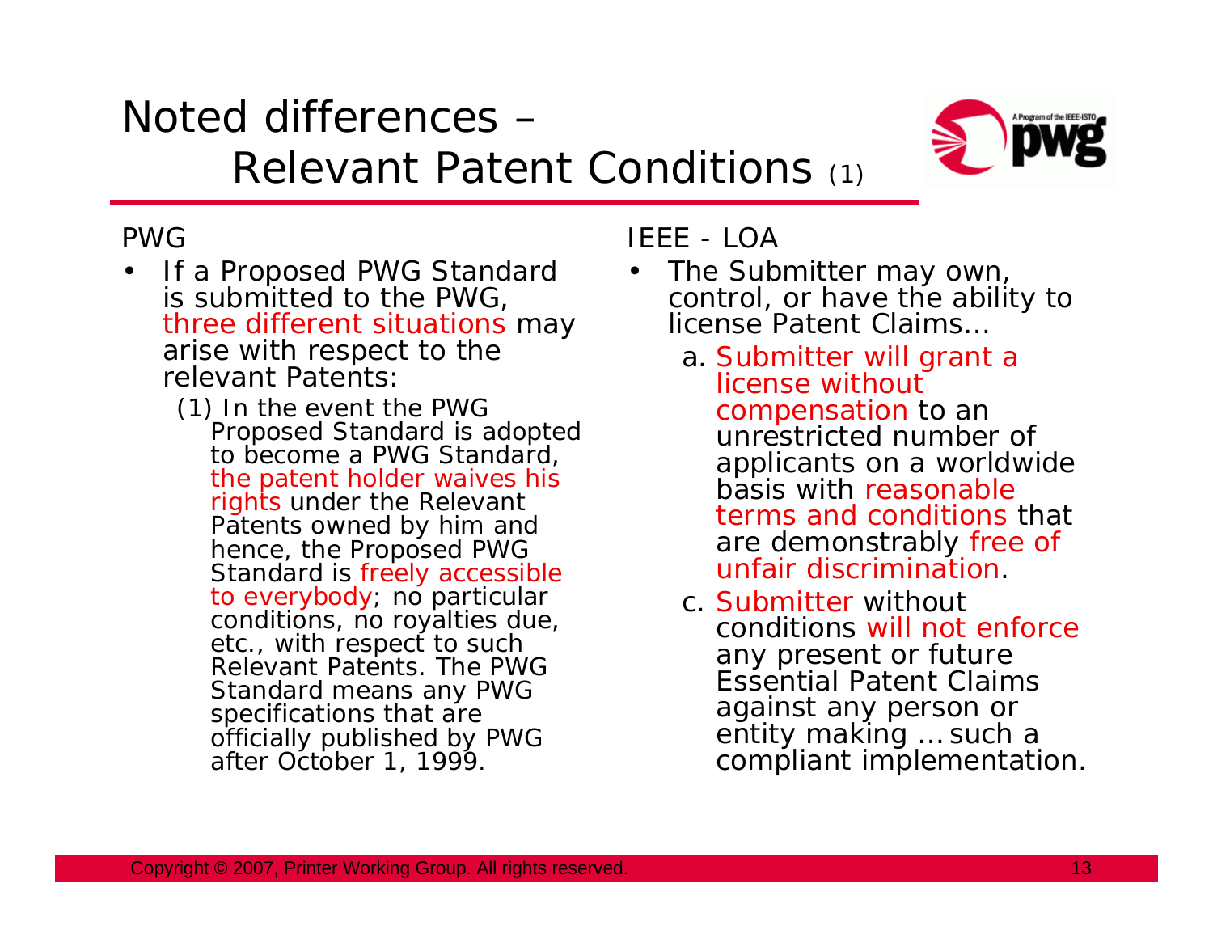# Noted differences – Relevant Patent Conditions (1)

## PWG

- If a Proposed PWG Standard is submitted to the PWG, three different situations may arise with respect to the relevant Patents:
  - (1) In the event the PWG Proposed Standard is adopted to become a PWG Standard, the patent holder waives his rights under the Relevant Patents owned by him and hence, the Proposed PWG Standard is freely accessible to everybody; no particular conditions, no royalties due, etc., with respect to such Relevant Patents. The PWG Standard means any PWG specifications that are officially published by PWG after October 1, 1999.

## IEEE - LOA

- The Submitter may own, control, or have the ability to license Patent Claims…
  - a. Submitter will grant a license without compensation to an unrestricted number of applicants on a worldwide basis with reasonable terms and conditions that are demonstrably free of unfair discrimination.
  - c. Submitter without conditions will not enforce any present or future Essential Patent Claims against any person or entity making … such a compliant implementation.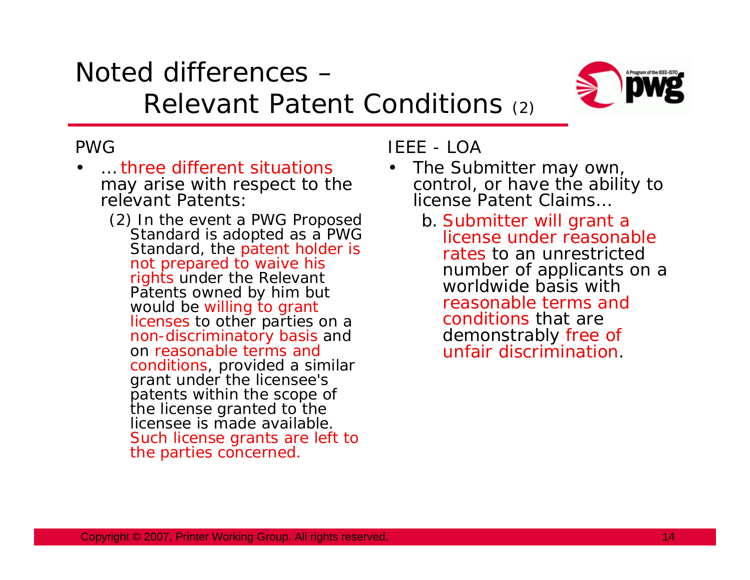# Noted differences – Relevant Patent Conditions (2)

## PWG

- … three different situations may arise with respect to the relevant Patents:
  - (2) In the event a PWG Proposed Standard is adopted as a PWG Standard, the patent holder is not prepared to waive his rights under the Relevant Patents owned by him but would be willing to grant licenses to other parties on a non-discriminatory basis and on reasonable terms and conditions, provided a similar grant under the licensee's patents within the scope of the license granted to the licensee is made available. Such license grants are left to the parties concerned.

## IEEE - LOA

- The Submitter may own, control, or have the ability to license Patent Claims…
  - b. Submitter will grant a license under reasonable rates to an unrestricted number of applicants on a worldwide basis with reasonable terms and conditions that are demonstrably free of unfair discrimination.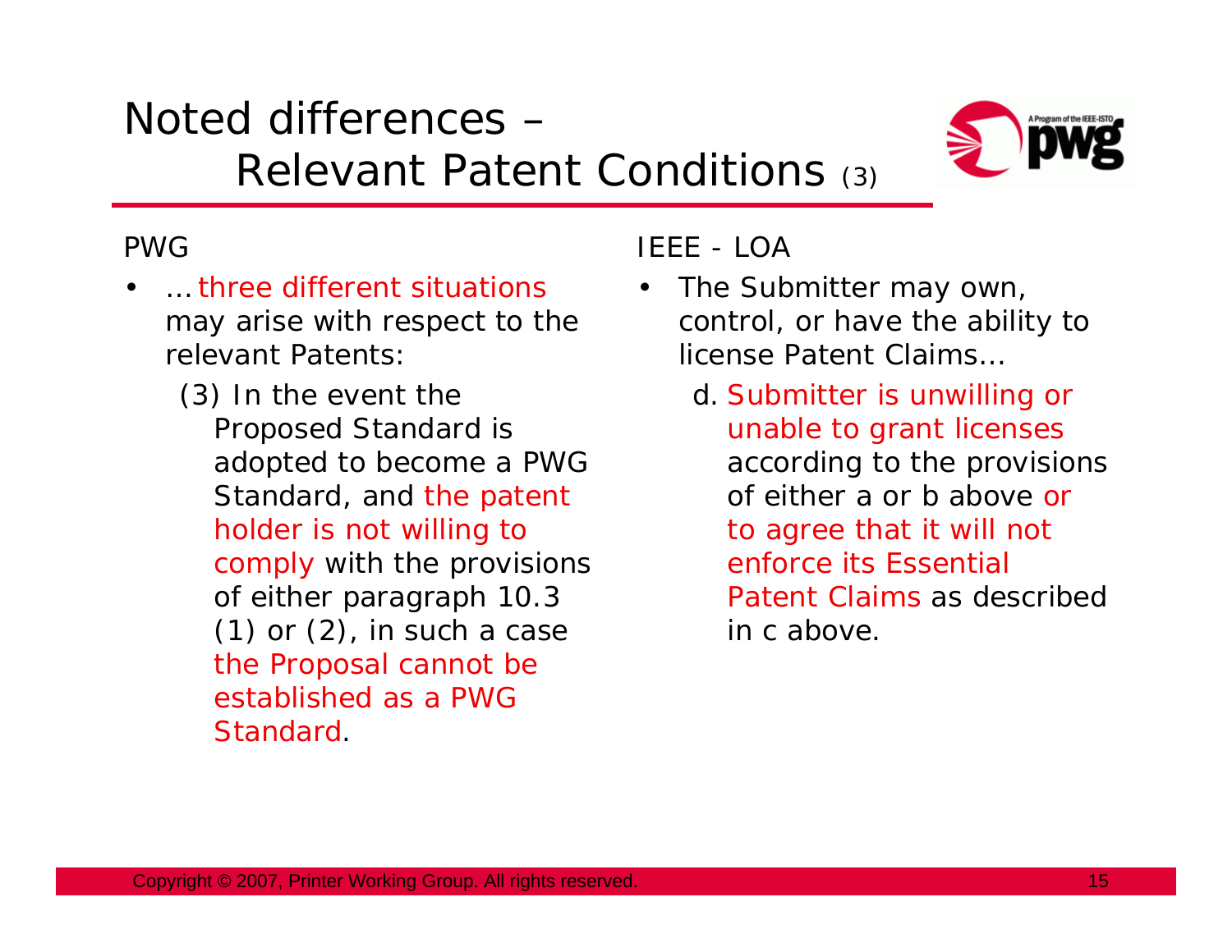# Noted differences – Relevant Patent Conditions (3)

PWG

- … three different situations may arise with respect to the relevant Patents:
  - (3) In the event the Proposed Standard is adopted to become a PWG Standard, and the patent holder is not willing to comply with the provisions of either paragraph 10.3 (1) or (2), in such a case the Proposal cannot be established as a PWG Standard.

IEEE - LOA

- The Submitter may own, control, or have the ability to license Patent Claims…
  - d. Submitter is unwilling or unable to grant licenses according to the provisions of either a or b above or to agree that it will not enforce its Essential Patent Claims as described in c above.

Copyright © 2007, Printer Working Group. All rights reserved.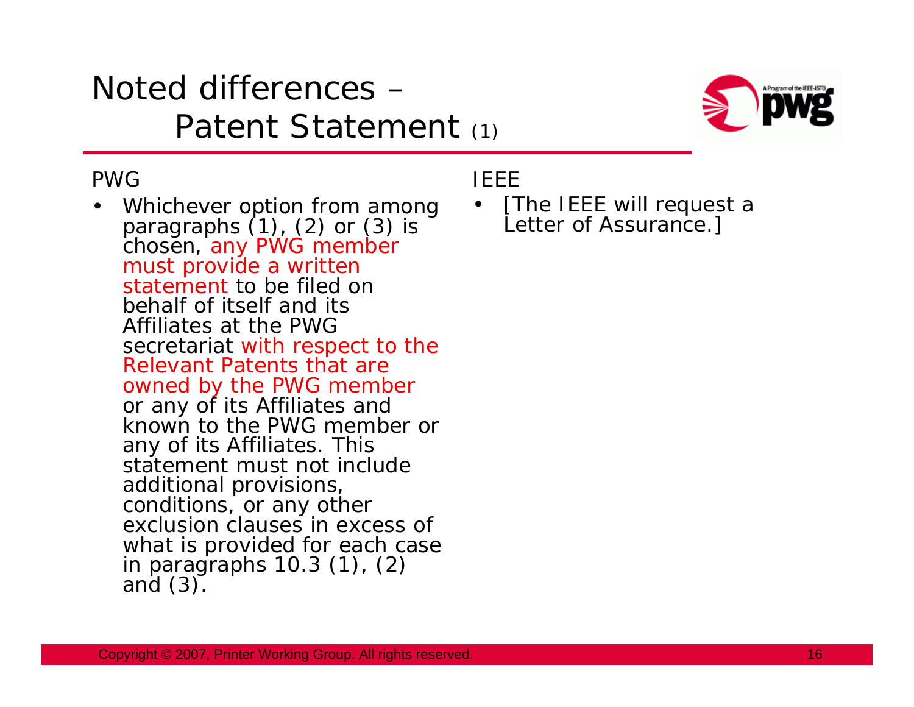# Noted differences – Patent Statement (1)

PWG

- Whichever option from among paragraphs (1), (2) or (3) is chosen, any PWG member must provide a written statement to be filed on behalf of itself and its Affiliates at the PWG secretariat with respect to the Relevant Patents that are owned by the PWG member or any of its Affiliates and known to the PWG member or any of its Affiliates. This statement must not include additional provisions, conditions, or any other exclusion clauses in excess of what is provided for each case in paragraphs 10.3 (1), (2) and (3).

IEEE

- [The IEEE will request a Letter of Assurance.]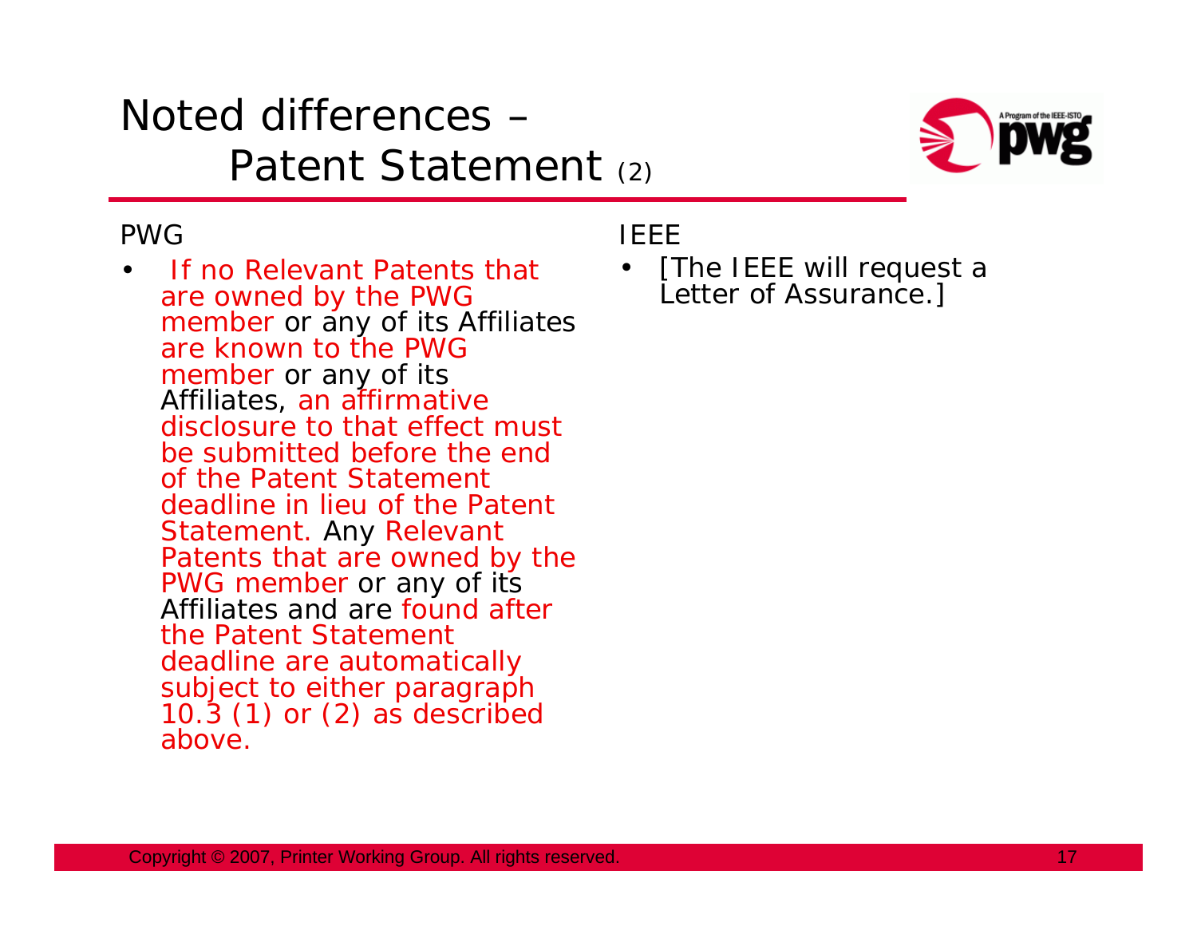# Noted differences – Patent Statement (2)

PWG

- If no Relevant Patents that are owned by the PWG member or any of its Affiliates are known to the PWG member or any of its Affiliates, an affirmative disclosure to that effect must be submitted before the end of the Patent Statement deadline in lieu of the Patent Statement. Any Relevant Patents that are owned by the PWG member or any of its Affiliates and are found after the Patent Statement deadline are automatically subject to either paragraph 10.3 (1) or (2) as described above.

IEEE

- [The IEEE will request a Letter of Assurance.]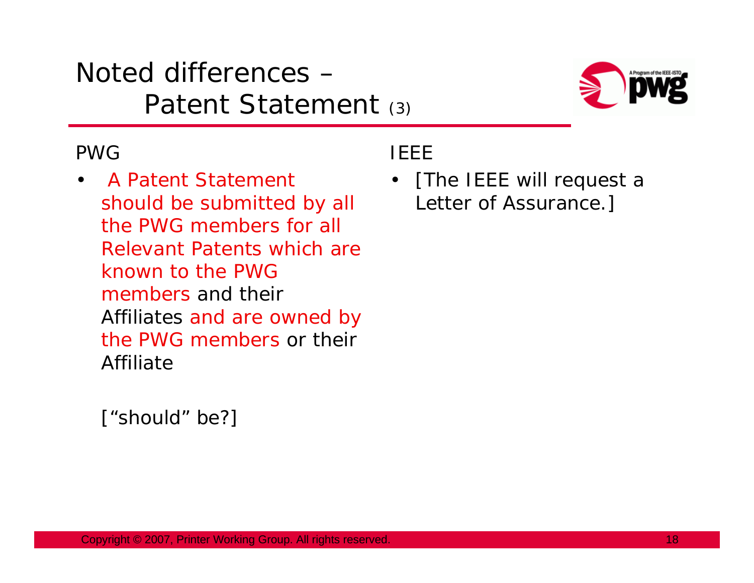# Noted differences – Patent Statement (3)

PWG

- A Patent Statement should be submitted by all the PWG members for all Relevant Patents which are known to the PWG members and their Affiliates and are owned by the PWG members or their Affiliate

[“should” be?]

IEEE

- [The IEEE will request a Letter of Assurance.]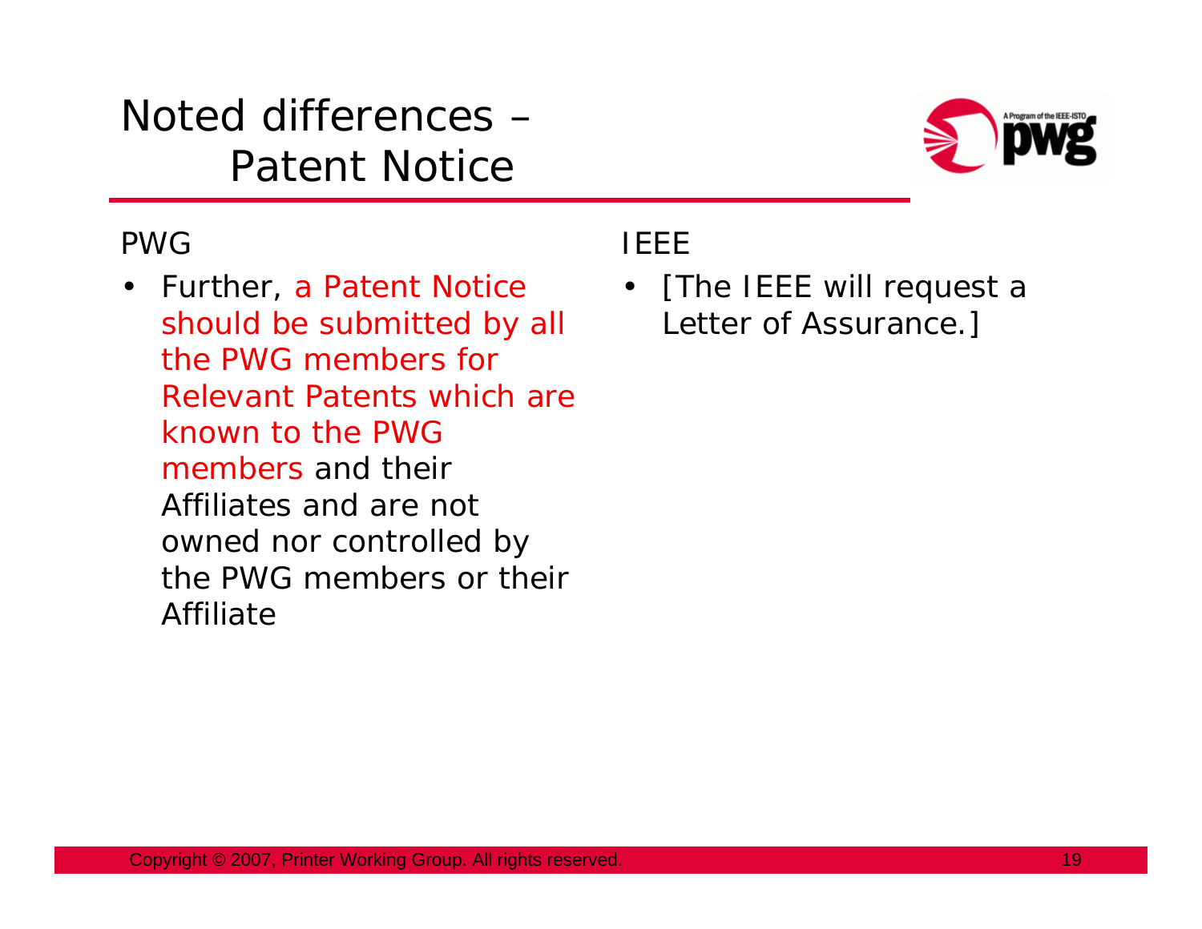# Noted differences – Patent Notice

## PWG

- Further, a Patent Notice should be submitted by all the PWG members for Relevant Patents which are known to the PWG members and their Affiliates and are not owned nor controlled by the PWG members or their Affiliate

## IEEE

- [The IEEE will request a Letter of Assurance.]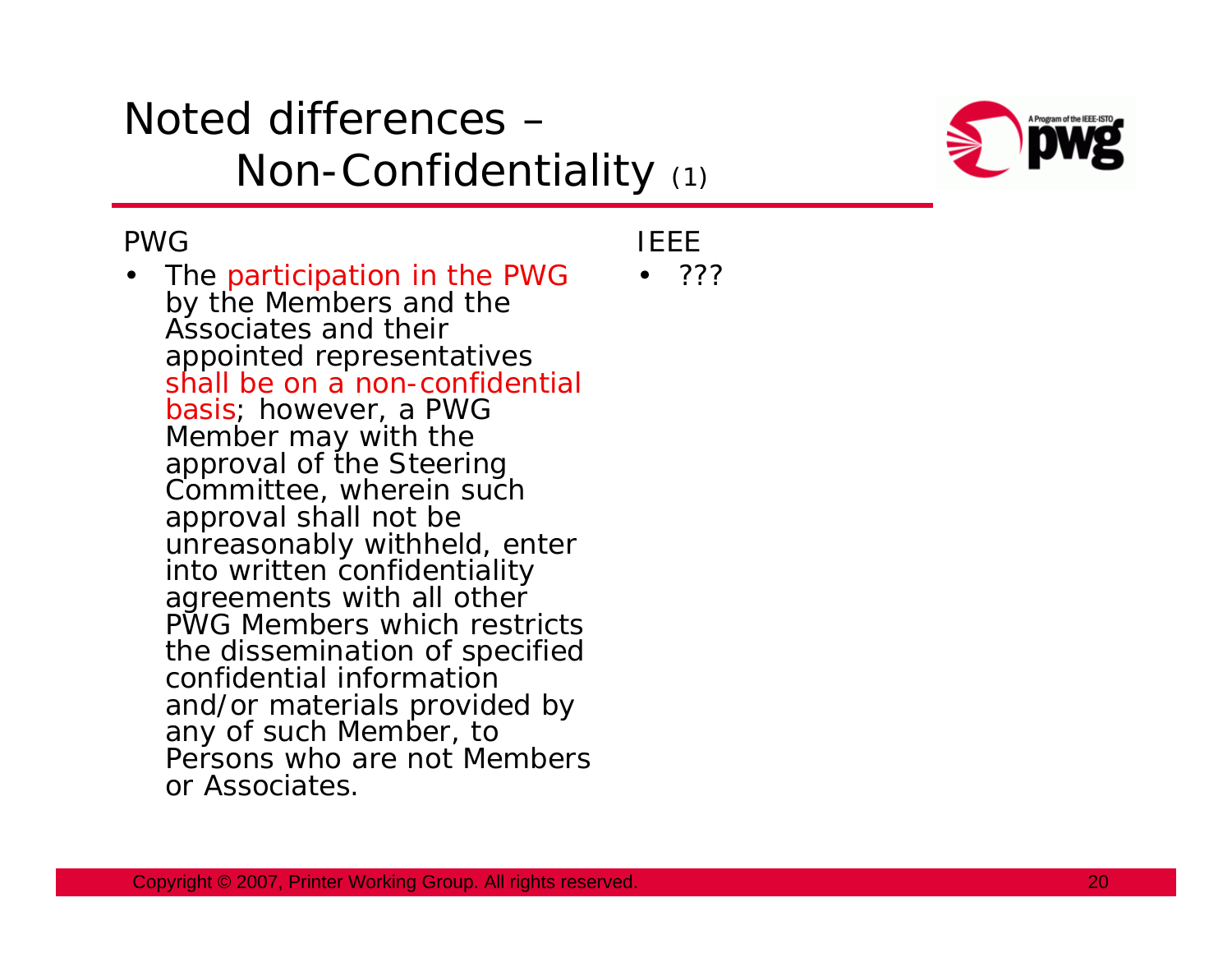# Noted differences – Non-Confidentiality (1)

| PWG | IEEE |
|---|---|
| The participation in the PWG by the Members and the Associates and their appointed representatives shall be on a non-confidential basis; however, a PWG Member may with the approval of the Steering Committee, wherein such approval shall not be unreasonably withheld, enter into written confidentiality agreements with all other PWG Members which restricts the dissemination of specified confidential information and/or materials provided by any of such Member, to Persons who are not Members or Associates. | ??? |

Copyright © 2007, Printer Working Group. All rights reserved.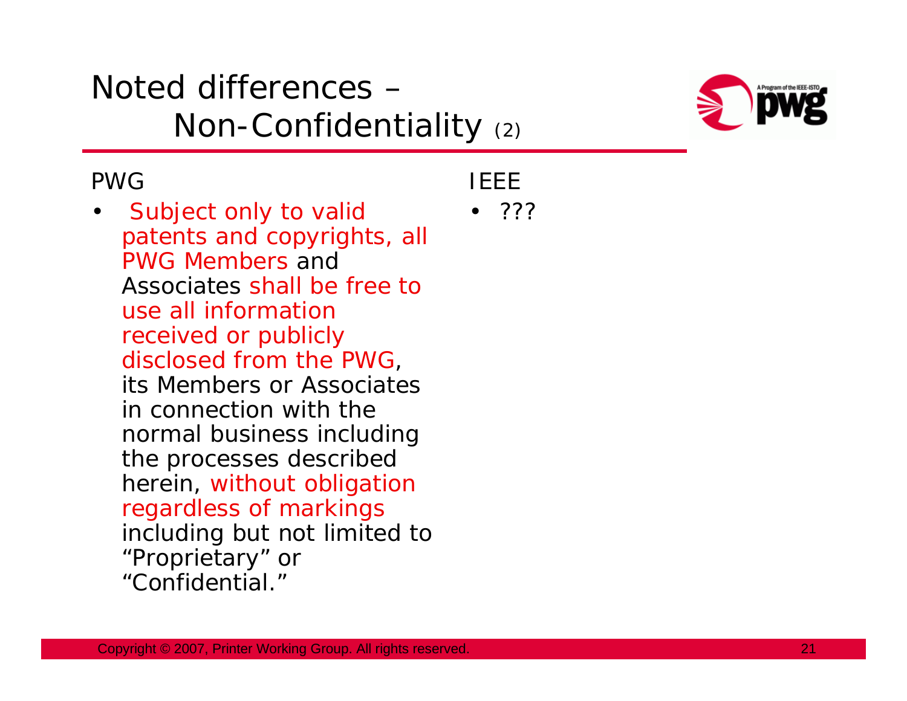# Noted differences – Non-Confidentiality (2)

PWG

- Subject only to valid patents and copyrights, all PWG Members and Associates shall be free to use all information received or publicly disclosed from the PWG, its Members or Associates in connection with the normal business including the processes described herein, without obligation regardless of markings including but not limited to "Proprietary" or "Confidential."

IEEE

- ???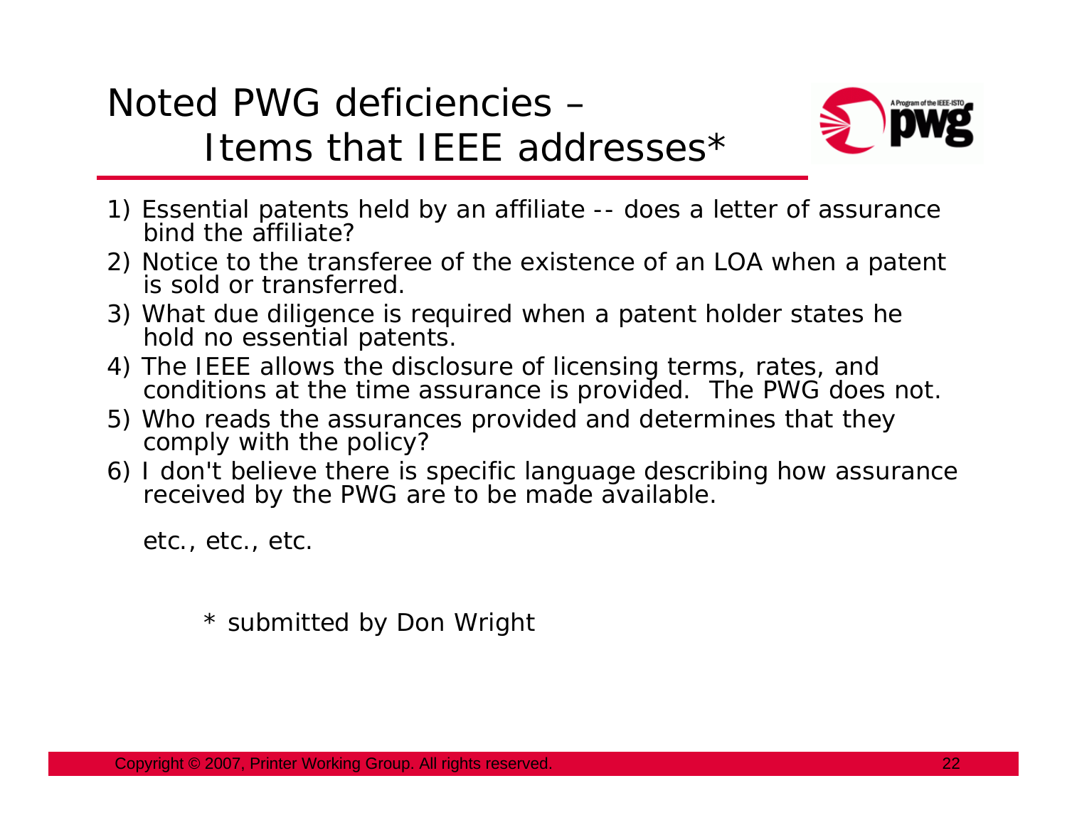# Noted PWG deficiencies – Items that IEEE addresses*

1) Essential patents held by an affiliate -- does a letter of assurance bind the affiliate?
2) Notice to the transferee of the existence of an LOA when a patent is sold or transferred.
3) What due diligence is required when a patent holder states he hold no essential patents.
4) The IEEE allows the disclosure of licensing terms, rates, and conditions at the time assurance is provided. The PWG does not.
5) Who reads the assurances provided and determines that they comply with the policy?
6) I don't believe there is specific language describing how assurance received by the PWG are to be made available.

etc., etc., etc.

\* submitted by Don Wright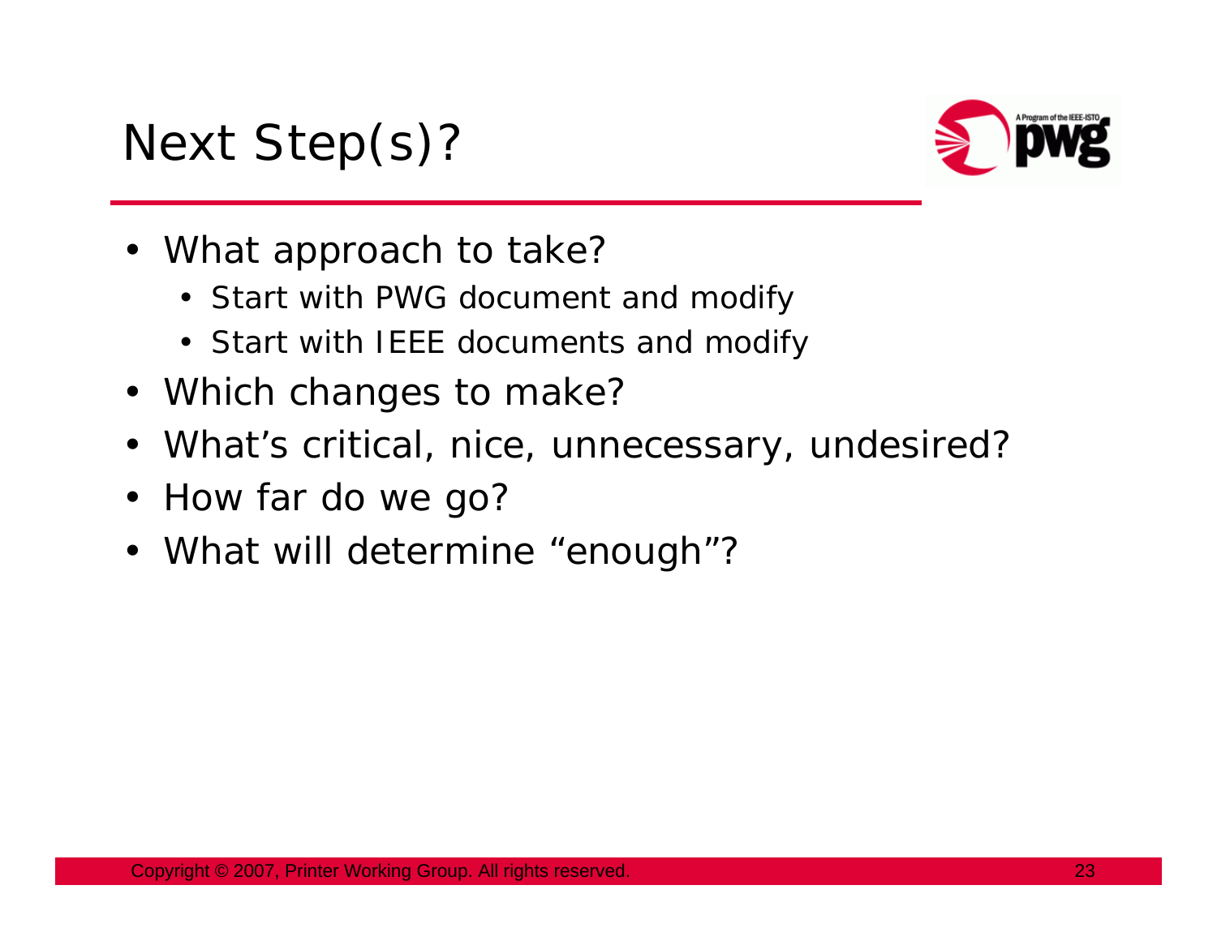# Next Step(s)?

- What approach to take?
  - Start with PWG document and modify
  - Start with IEEE documents and modify
- Which changes to make?
- What's critical, nice, unnecessary, undesired?
- How far do we go?
- What will determine "enough"?

Copyright © 2007, Printer Working Group. All rights reserved.